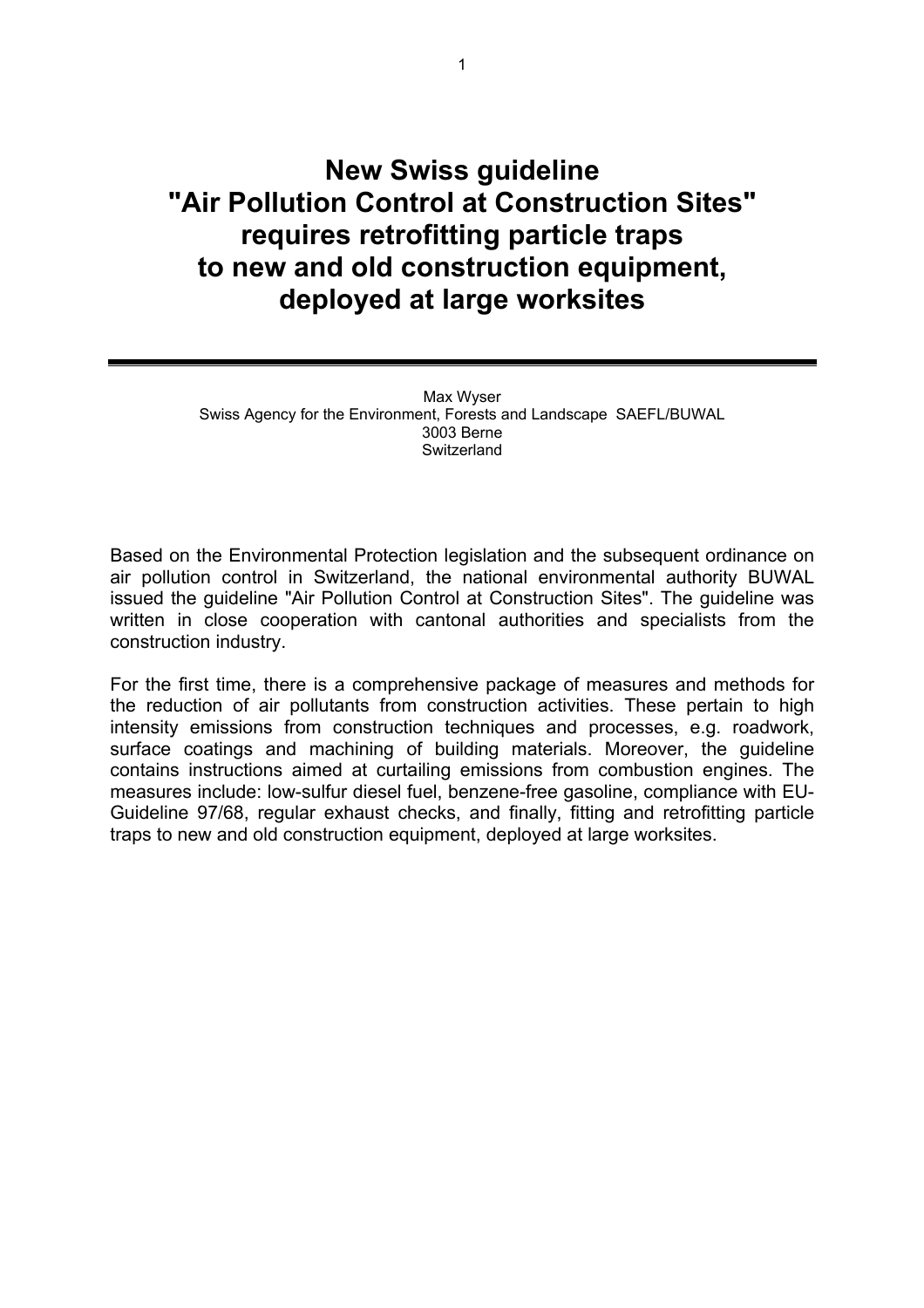# New Swiss guideline "Air Pollution Control at Construction Sites" requires retrofitting particle traps to new and old construction equipment, deployed at large worksites

---

Max Wyser
Swiss Agency for the Environment, Forests and Landscape SAEFL/BUWAL
3003 Berne
Switzerland

Based on the Environmental Protection legislation and the subsequent ordinance on air pollution control in Switzerland, the national environmental authority BUWAL issued the guideline "Air Pollution Control at Construction Sites". The guideline was written in close cooperation with cantonal authorities and specialists from the construction industry.

For the first time, there is a comprehensive package of measures and methods for the reduction of air pollutants from construction activities. These pertain to high intensity emissions from construction techniques and processes, e.g. roadwork, surface coatings and machining of building materials. Moreover, the guideline contains instructions aimed at curtailing emissions from combustion engines. The measures include: low-sulfur diesel fuel, benzene-free gasoline, compliance with EU-Guideline 97/68, regular exhaust checks, and finally, fitting and retrofitting particle traps to new and old construction equipment, deployed at large worksites.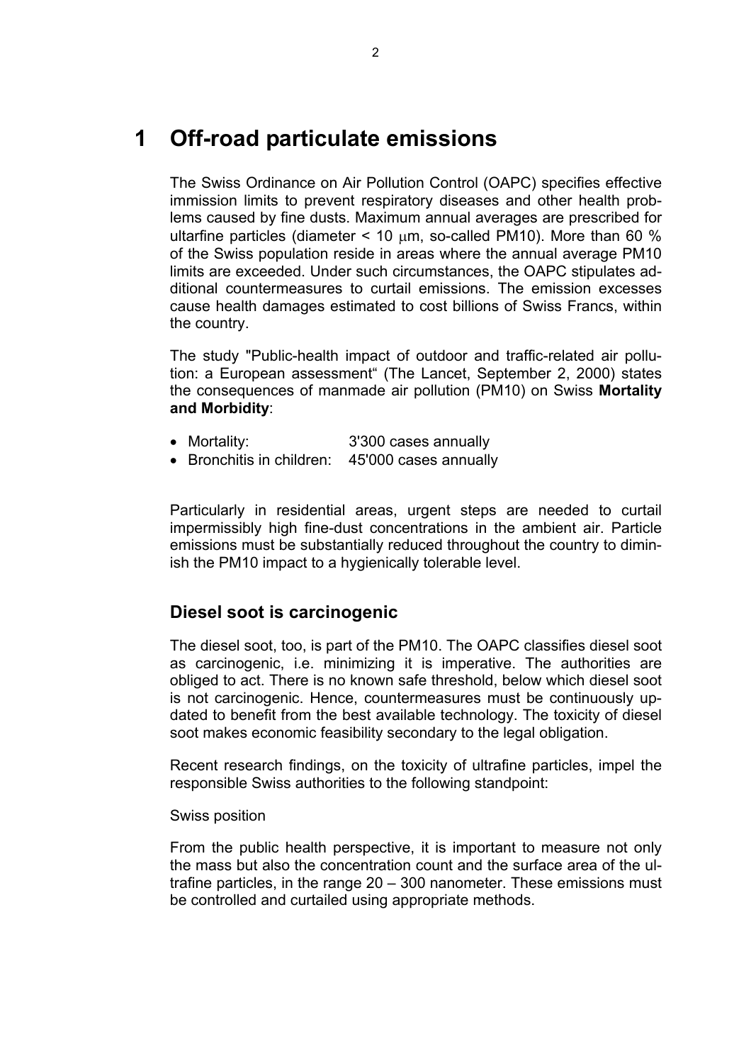# 1 Off-road particulate emissions

The Swiss Ordinance on Air Pollution Control (OAPC) specifies effective immission limits to prevent respiratory diseases and other health problems caused by fine dusts. Maximum annual averages are prescribed for ultarfine particles (diameter < 10 μm, so-called PM10). More than 60 % of the Swiss population reside in areas where the annual average PM10 limits are exceeded. Under such circumstances, the OAPC stipulates additional countermeasures to curtail emissions. The emission excesses cause health damages estimated to cost billions of Swiss Francs, within the country.

The study "Public-health impact of outdoor and traffic-related air pollution: a European assessment" (The Lancet, September 2, 2000) states the consequences of manmade air pollution (PM10) on Swiss **Mortality and Morbidity**:

- Mortality: 3'300 cases annually
- Bronchitis in children: 45'000 cases annually

Particularly in residential areas, urgent steps are needed to curtail impermissibly high fine-dust concentrations in the ambient air. Particle emissions must be substantially reduced throughout the country to diminish the PM10 impact to a hygienically tolerable level.

## Diesel soot is carcinogenic

The diesel soot, too, is part of the PM10. The OAPC classifies diesel soot as carcinogenic, i.e. minimizing it is imperative. The authorities are obliged to act. There is no known safe threshold, below which diesel soot is not carcinogenic. Hence, countermeasures must be continuously updated to benefit from the best available technology. The toxicity of diesel soot makes economic feasibility secondary to the legal obligation.

Recent research findings, on the toxicity of ultrafine particles, impel the responsible Swiss authorities to the following standpoint:

Swiss position

From the public health perspective, it is important to measure not only the mass but also the concentration count and the surface area of the ultrafine particles, in the range 20 – 300 nanometer. These emissions must be controlled and curtailed using appropriate methods.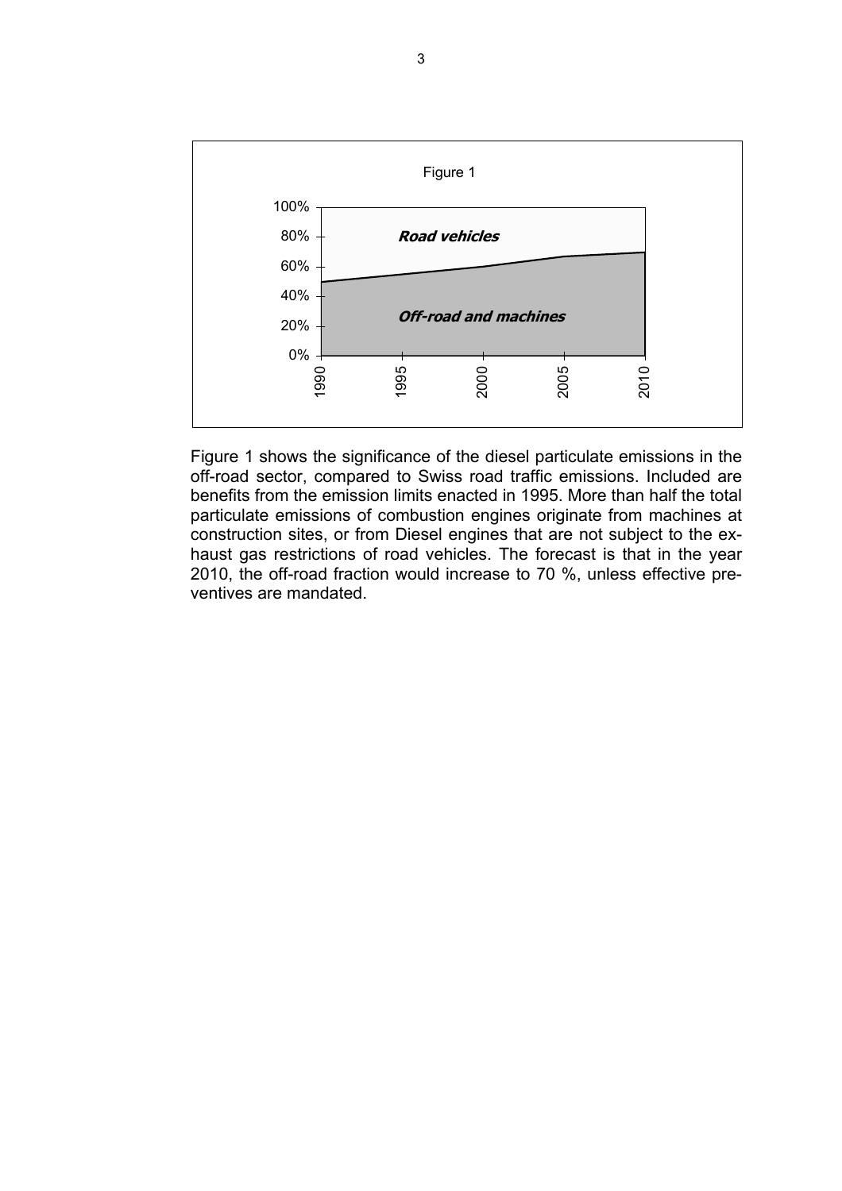Figure 1

100%
80%
60%
40%
20%
0%

**Road vehicles**

**Off-road and machines**

1990
1995
2000
2005
2010

Figure 1 shows the significance of the diesel particulate emissions in the off-road sector, compared to Swiss road traffic emissions. Included are benefits from the emission limits enacted in 1995. More than half the total particulate emissions of combustion engines originate from machines at construction sites, or from Diesel engines that are not subject to the exhaust gas restrictions of road vehicles. The forecast is that in the year 2010, the off-road fraction would increase to 70 %, unless effective preventives are mandated.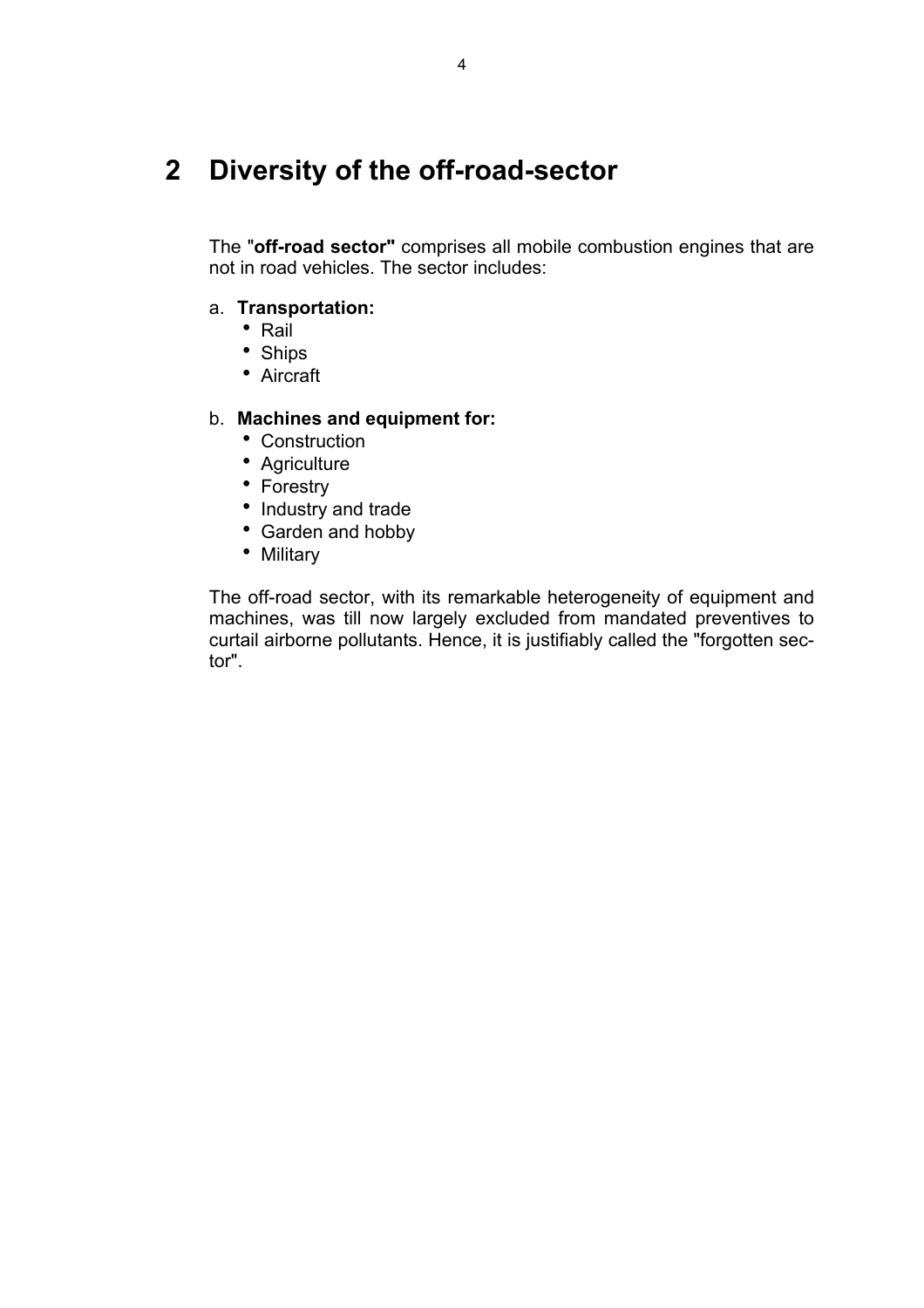# 2 Diversity of the off-road-sector

The "**off-road sector"** comprises all mobile combustion engines that are not in road vehicles. The sector includes:

a. **Transportation:**
   - Rail
   - Ships
   - Aircraft

b. **Machines and equipment for:**
   - Construction
   - Agriculture
   - Forestry
   - Industry and trade
   - Garden and hobby
   - Military

The off-road sector, with its remarkable heterogeneity of equipment and machines, was till now largely excluded from mandated preventives to curtail airborne pollutants. Hence, it is justifiably called the "forgotten sector".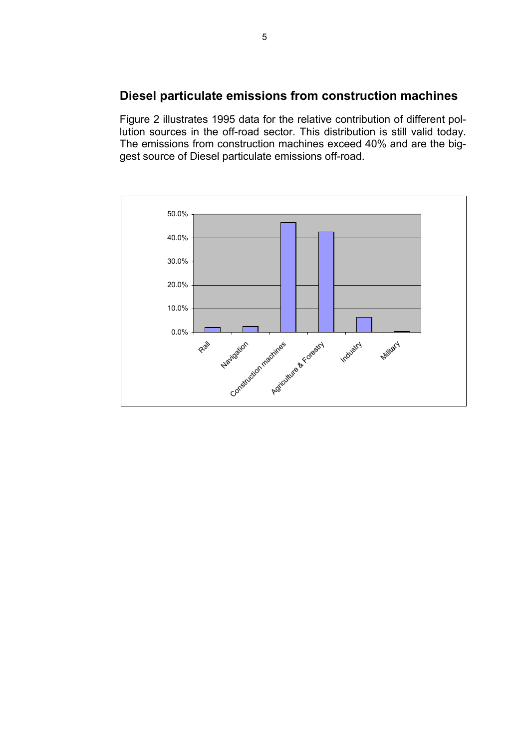## Diesel particulate emissions from construction machines

Figure 2 illustrates 1995 data for the relative contribution of different pollution sources in the off-road sector. This distribution is still valid today. The emissions from construction machines exceed 40% and are the biggest source of Diesel particulate emissions off-road.

50.0%
40.0%
30.0%
20.0%
10.0%
0.0%

Rail
Navigation
Construction machines
Agriculture & Forestry
Industry
Military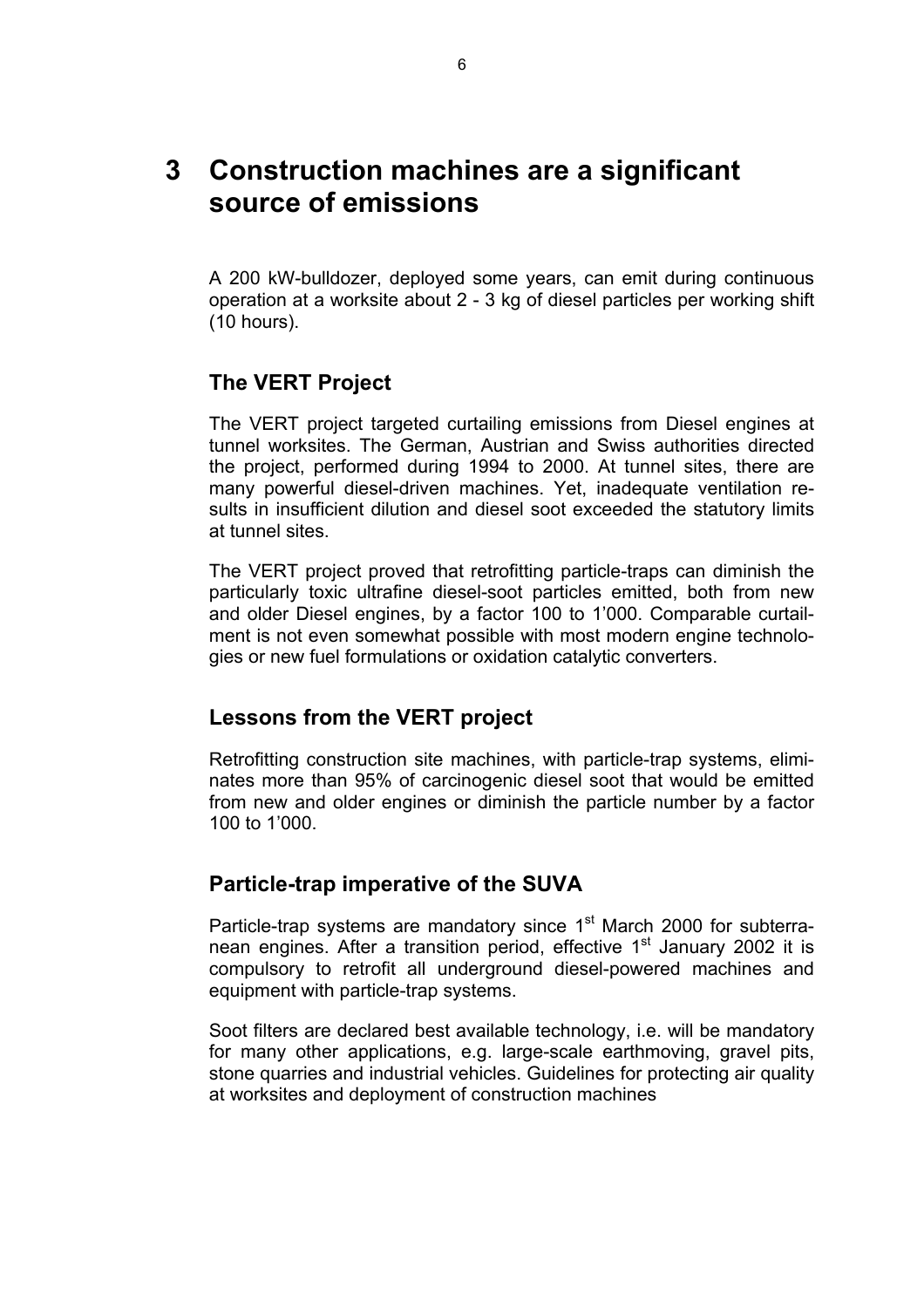# 3 Construction machines are a significant source of emissions

A 200 kW-bulldozer, deployed some years, can emit during continuous operation at a worksite about 2 - 3 kg of diesel particles per working shift (10 hours).

## The VERT Project

The VERT project targeted curtailing emissions from Diesel engines at tunnel worksites. The German, Austrian and Swiss authorities directed the project, performed during 1994 to 2000. At tunnel sites, there are many powerful diesel-driven machines. Yet, inadequate ventilation results in insufficient dilution and diesel soot exceeded the statutory limits at tunnel sites.

The VERT project proved that retrofitting particle-traps can diminish the particularly toxic ultrafine diesel-soot particles emitted, both from new and older Diesel engines, by a factor 100 to 1'000. Comparable curtailment is not even somewhat possible with most modern engine technologies or new fuel formulations or oxidation catalytic converters.

## Lessons from the VERT project

Retrofitting construction site machines, with particle-trap systems, eliminates more than 95% of carcinogenic diesel soot that would be emitted from new and older engines or diminish the particle number by a factor 100 to 1'000.

## Particle-trap imperative of the SUVA

Particle-trap systems are mandatory since 1st March 2000 for subterranean engines. After a transition period, effective 1st January 2002 it is compulsory to retrofit all underground diesel-powered machines and equipment with particle-trap systems.

Soot filters are declared best available technology, i.e. will be mandatory for many other applications, e.g. large-scale earthmoving, gravel pits, stone quarries and industrial vehicles. Guidelines for protecting air quality at worksites and deployment of construction machines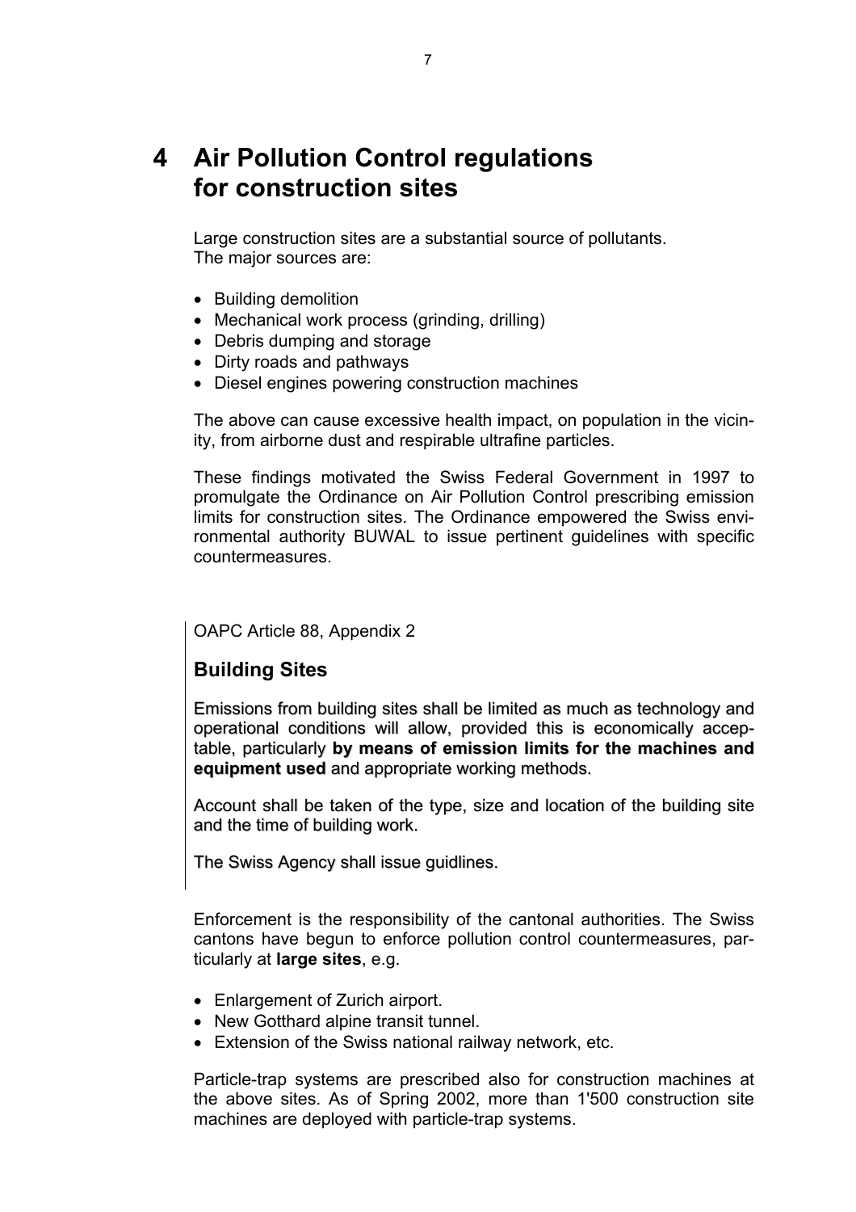# 4 Air Pollution Control regulations for construction sites

Large construction sites are a substantial source of pollutants.
The major sources are:

- Building demolition
- Mechanical work process (grinding, drilling)
- Debris dumping and storage
- Dirty roads and pathways
- Diesel engines powering construction machines

The above can cause excessive health impact, on population in the vicinity, from airborne dust and respirable ultrafine particles.

These findings motivated the Swiss Federal Government in 1997 to promulgate the Ordinance on Air Pollution Control prescribing emission limits for construction sites. The Ordinance empowered the Swiss environmental authority BUWAL to issue pertinent guidelines with specific countermeasures.

OAPC Article 88, Appendix 2

## Building Sites

Emissions from building sites shall be limited as much as technology and operational conditions will allow, provided this is economically acceptable, particularly **by means of emission limits for the machines and equipment used** and appropriate working methods.

Account shall be taken of the type, size and location of the building site and the time of building work.

The Swiss Agency shall issue guidlines.

Enforcement is the responsibility of the cantonal authorities. The Swiss cantons have begun to enforce pollution control countermeasures, particularly at **large sites**, e.g.

- Enlargement of Zurich airport.
- New Gotthard alpine transit tunnel.
- Extension of the Swiss national railway network, etc.

Particle-trap systems are prescribed also for construction machines at the above sites. As of Spring 2002, more than 1'500 construction site machines are deployed with particle-trap systems.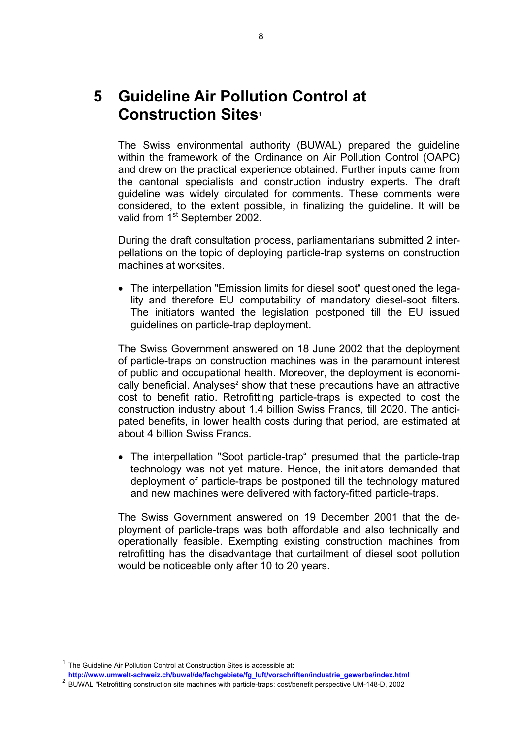# 5 Guideline Air Pollution Control at Construction Sites[1]

The Swiss environmental authority (BUWAL) prepared the guideline within the framework of the Ordinance on Air Pollution Control (OAPC) and drew on the practical experience obtained. Further inputs came from the cantonal specialists and construction industry experts. The draft guideline was widely circulated for comments. These comments were considered, to the extent possible, in finalizing the guideline. It will be valid from 1st September 2002.

During the draft consultation process, parliamentarians submitted 2 interpellations on the topic of deploying particle-trap systems on construction machines at worksites.

- The interpellation "Emission limits for diesel soot" questioned the legality and therefore EU computability of mandatory diesel-soot filters. The initiators wanted the legislation postponed till the EU issued guidelines on particle-trap deployment.

The Swiss Government answered on 18 June 2002 that the deployment of particle-traps on construction machines was in the paramount interest of public and occupational health. Moreover, the deployment is economically beneficial. Analyses[2] show that these precautions have an attractive cost to benefit ratio. Retrofitting particle-traps is expected to cost the construction industry about 1.4 billion Swiss Francs, till 2020. The anticipated benefits, in lower health costs during that period, are estimated at about 4 billion Swiss Francs.

- The interpellation "Soot particle-trap" presumed that the particle-trap technology was not yet mature. Hence, the initiators demanded that deployment of particle-traps be postponed till the technology matured and new machines were delivered with factory-fitted particle-traps.

The Swiss Government answered on 19 December 2001 that the deployment of particle-traps was both affordable and also technically and operationally feasible. Exempting existing construction machines from retrofitting has the disadvantage that curtailment of diesel soot pollution would be noticeable only after 10 to 20 years.

---

[1] The Guideline Air Pollution Control at Construction Sites is accessible at: **http://www.umwelt-schweiz.ch/buwal/de/fachgebiete/fg_luft/vorschriften/industrie_gewerbe/index.html**

[2] BUWAL "Retrofitting construction site machines with particle-traps: cost/benefit perspective UM-148-D, 2002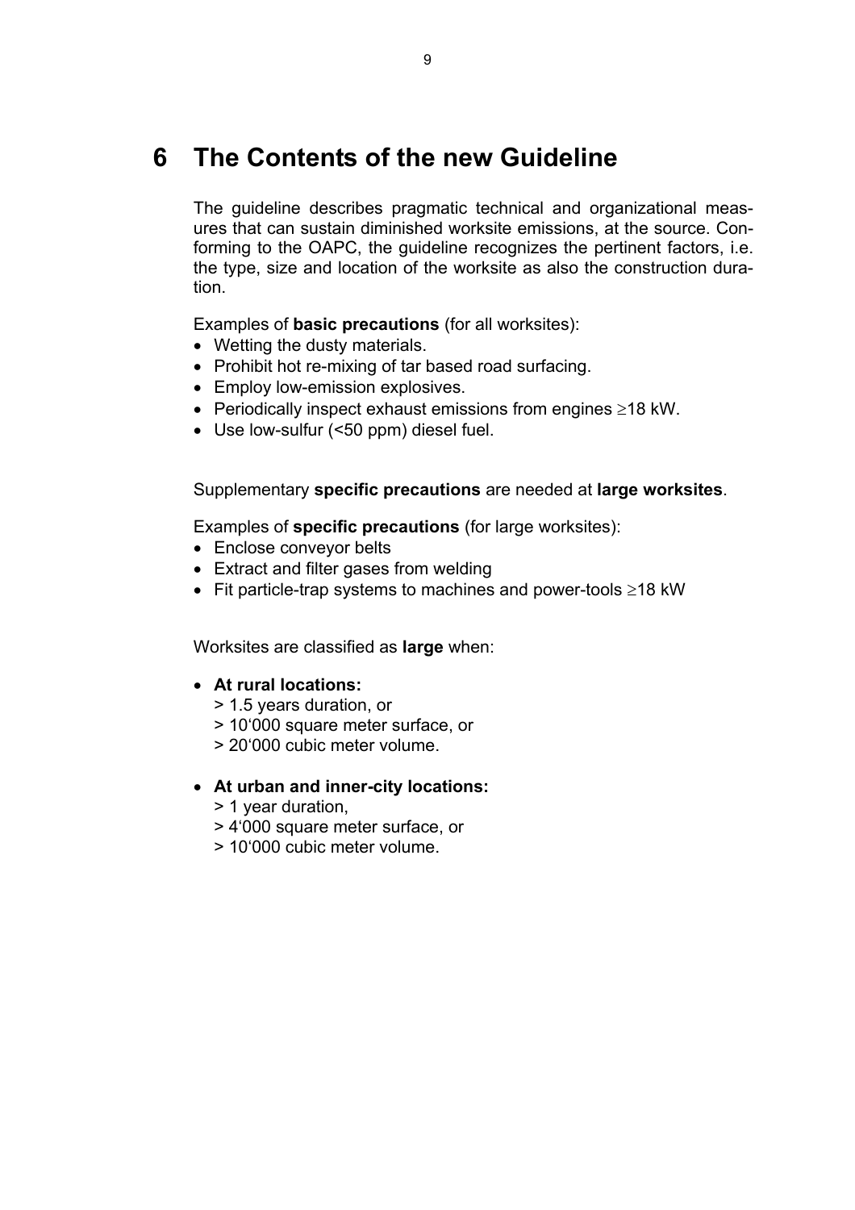# 6 The Contents of the new Guideline

The guideline describes pragmatic technical and organizational measures that can sustain diminished worksite emissions, at the source. Conforming to the OAPC, the guideline recognizes the pertinent factors, i.e. the type, size and location of the worksite as also the construction duration.

Examples of **basic precautions** (for all worksites):

- Wetting the dusty materials.
- Prohibit hot re-mixing of tar based road surfacing.
- Employ low-emission explosives.
- Periodically inspect exhaust emissions from engines $\geq$18 kW.
- Use low-sulfur (<50 ppm) diesel fuel.

Supplementary **specific precautions** are needed at **large worksites**.

Examples of **specific precautions** (for large worksites):

- Enclose conveyor belts
- Extract and filter gases from welding
- Fit particle-trap systems to machines and power-tools $\geq$18 kW

Worksites are classified as **large** when:

- **At rural locations:**
  > 1.5 years duration, or
  > 10'000 square meter surface, or
  > 20'000 cubic meter volume.

- **At urban and inner-city locations:**
  > 1 year duration,
  > 4'000 square meter surface, or
  > 10'000 cubic meter volume.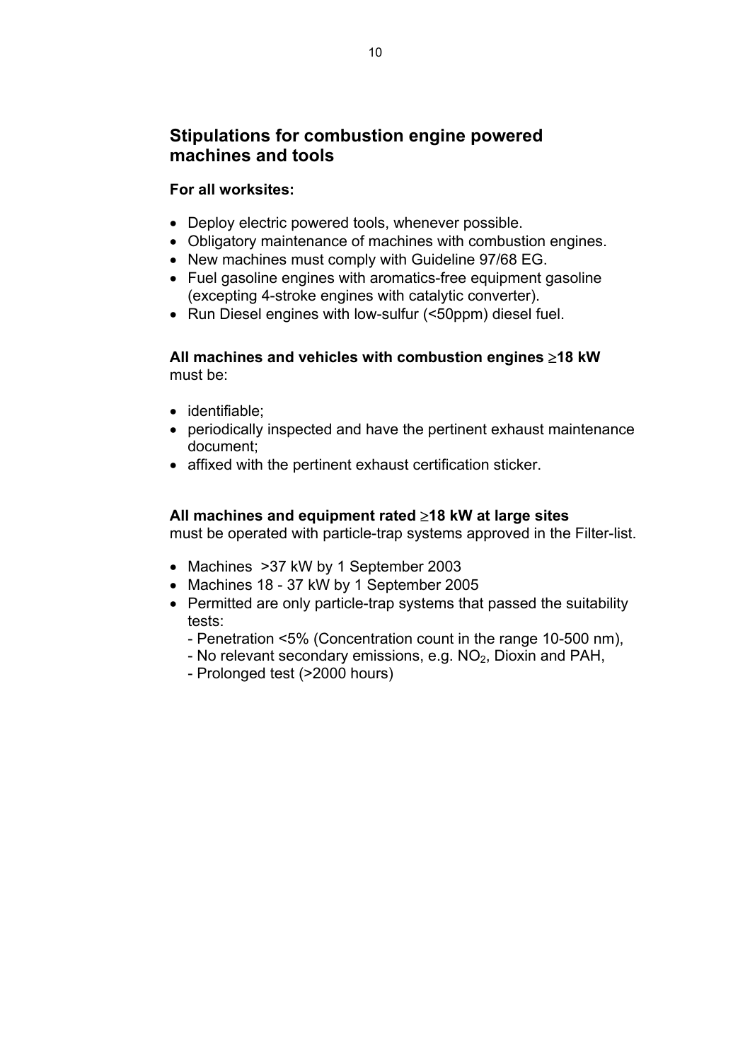## Stipulations for combustion engine powered machines and tools

**For all worksites:**

- Deploy electric powered tools, whenever possible.
- Obligatory maintenance of machines with combustion engines.
- New machines must comply with Guideline 97/68 EG.
- Fuel gasoline engines with aromatics-free equipment gasoline (excepting 4-stroke engines with catalytic converter).
- Run Diesel engines with low-sulfur (<50ppm) diesel fuel.

**All machines and vehicles with combustion engines ≥18 kW** must be:

- identifiable;
- periodically inspected and have the pertinent exhaust maintenance document;
- affixed with the pertinent exhaust certification sticker.

**All machines and equipment rated ≥18 kW at large sites** must be operated with particle-trap systems approved in the Filter-list.

- Machines >37 kW by 1 September 2003
- Machines 18 - 37 kW by 1 September 2005
- Permitted are only particle-trap systems that passed the suitability tests:
  - Penetration <5% (Concentration count in the range 10-500 nm),
  - No relevant secondary emissions, e.g. $NO_2$, Dioxin and PAH,
  - Prolonged test (>2000 hours)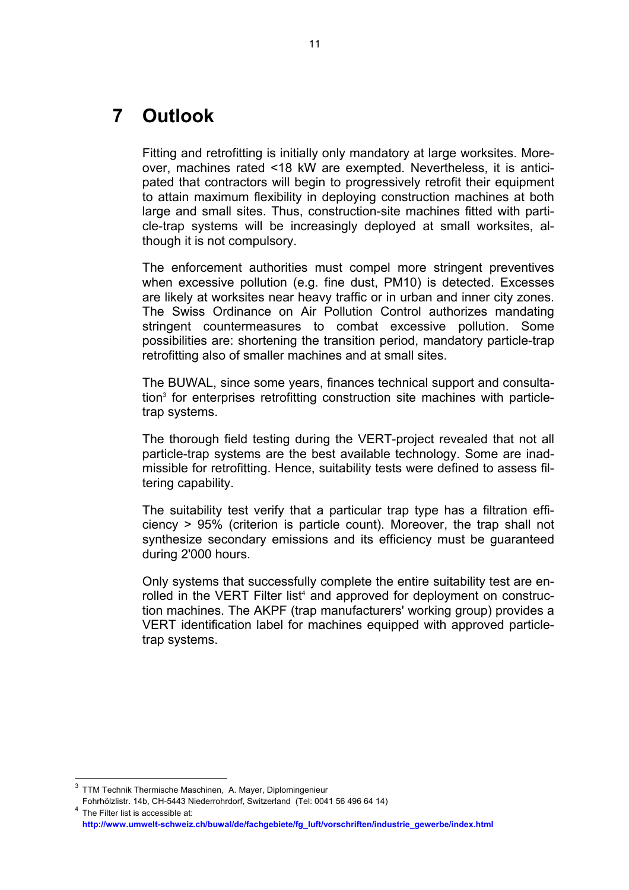# 7 Outlook

Fitting and retrofitting is initially only mandatory at large worksites. Moreover, machines rated <18 kW are exempted. Nevertheless, it is anticipated that contractors will begin to progressively retrofit their equipment to attain maximum flexibility in deploying construction machines at both large and small sites. Thus, construction-site machines fitted with particle-trap systems will be increasingly deployed at small worksites, although it is not compulsory.

The enforcement authorities must compel more stringent preventives when excessive pollution (e.g. fine dust, PM10) is detected. Excesses are likely at worksites near heavy traffic or in urban and inner city zones. The Swiss Ordinance on Air Pollution Control authorizes mandating stringent countermeasures to combat excessive pollution. Some possibilities are: shortening the transition period, mandatory particle-trap retrofitting also of smaller machines and at small sites.

The BUWAL, since some years, finances technical support and consultation[3] for enterprises retrofitting construction site machines with particle-trap systems.

The thorough field testing during the VERT-project revealed that not all particle-trap systems are the best available technology. Some are inadmissible for retrofitting. Hence, suitability tests were defined to assess filtering capability.

The suitability test verify that a particular trap type has a filtration efficiency > 95% (criterion is particle count). Moreover, the trap shall not synthesize secondary emissions and its efficiency must be guaranteed during 2'000 hours.

Only systems that successfully complete the entire suitability test are enrolled in the VERT Filter list[4] and approved for deployment on construction machines. The AKPF (trap manufacturers' working group) provides a VERT identification label for machines equipped with approved particle-trap systems.

---

[3] TTM Technik Thermische Maschinen, A. Mayer, Diplomingenieur
Fohrhölzlistr. 14b, CH-5443 Niederrohrdorf, Switzerland (Tel: 0041 56 496 64 14)

[4] The Filter list is accessible at:
**http://www.umwelt-schweiz.ch/buwal/de/fachgebiete/fg_luft/vorschriften/industrie_gewerbe/index.html**